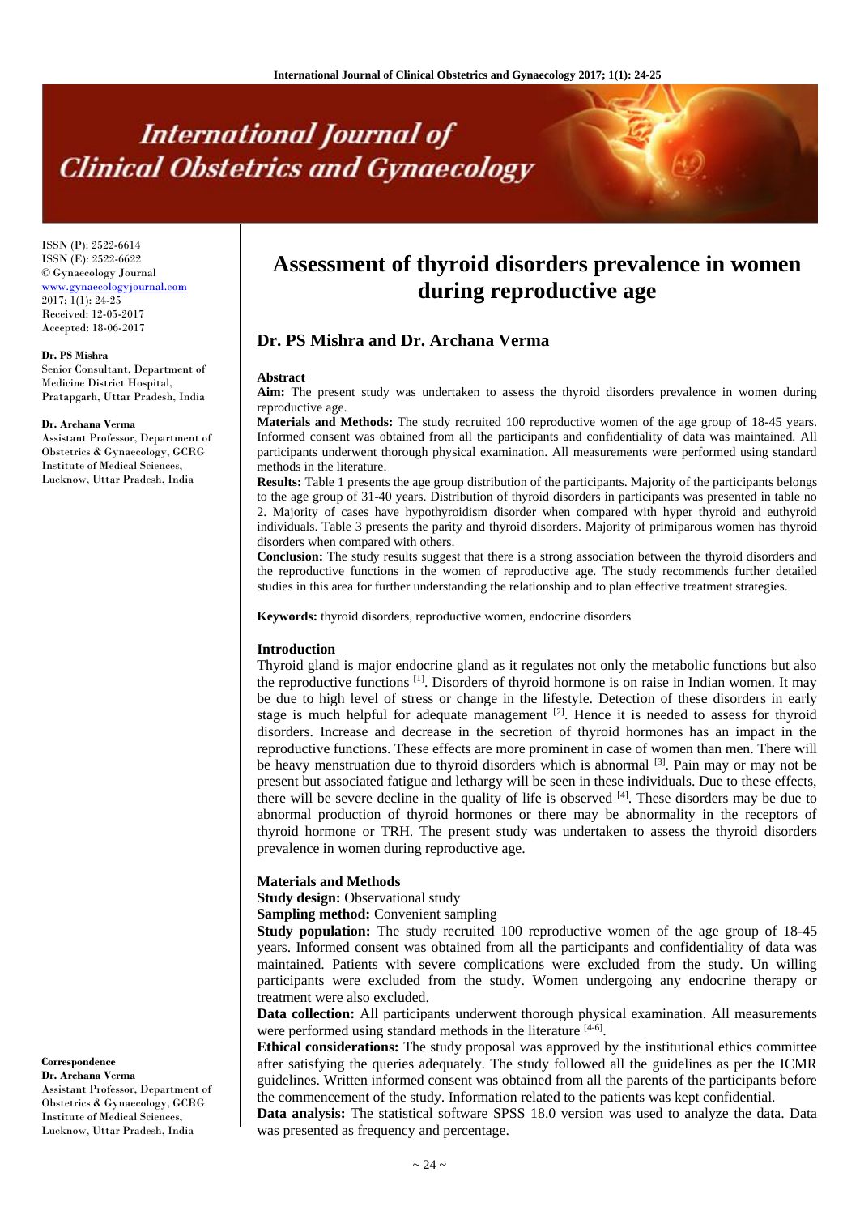ISSN (P): 2522-6614
ISSN (E): 2522-6622
© Gynaecology Journal
www.gynaecologyjournal.com
2017; 1(1): 24-25
Received: 12-05-2017
Accepted: 18-06-2017

**Dr. PS Mishra**
Senior Consultant, Department of Medicine District Hospital, Pratapgarh, Uttar Pradesh, India

**Dr. Archana Verma**
Assistant Professor, Department of Obstetrics & Gynaecology, GCRG Institute of Medical Sciences, Lucknow, Uttar Pradesh, India

**Correspondence**
**Dr. Archana Verma**
Assistant Professor, Department of Obstetrics & Gynaecology, GCRG Institute of Medical Sciences, Lucknow, Uttar Pradesh, India

# Assessment of thyroid disorders prevalence in women during reproductive age

## Dr. PS Mishra and Dr. Archana Verma

### Abstract

**Aim:** The present study was undertaken to assess the thyroid disorders prevalence in women during reproductive age.

**Materials and Methods:** The study recruited 100 reproductive women of the age group of 18-45 years. Informed consent was obtained from all the participants and confidentiality of data was maintained. All participants underwent thorough physical examination. All measurements were performed using standard methods in the literature.

**Results:** Table 1 presents the age group distribution of the participants. Majority of the participants belongs to the age group of 31-40 years. Distribution of thyroid disorders in participants was presented in table no 2. Majority of cases have hypothyroidism disorder when compared with hyper thyroid and euthyroid individuals. Table 3 presents the parity and thyroid disorders. Majority of primiparous women has thyroid disorders when compared with others.

**Conclusion:** The study results suggest that there is a strong association between the thyroid disorders and the reproductive functions in the women of reproductive age. The study recommends further detailed studies in this area for further understanding the relationship and to plan effective treatment strategies.

**Keywords:** thyroid disorders, reproductive women, endocrine disorders

### Introduction

Thyroid gland is major endocrine gland as it regulates not only the metabolic functions but also the reproductive functions [1]. Disorders of thyroid hormone is on raise in Indian women. It may be due to high level of stress or change in the lifestyle. Detection of these disorders in early stage is much helpful for adequate management [2]. Hence it is needed to assess for thyroid disorders. Increase and decrease in the secretion of thyroid hormones has an impact in the reproductive functions. These effects are more prominent in case of women than men. There will be heavy menstruation due to thyroid disorders which is abnormal [3]. Pain may or may not be present but associated fatigue and lethargy will be seen in these individuals. Due to these effects, there will be severe decline in the quality of life is observed [4]. These disorders may be due to abnormal production of thyroid hormones or there may be abnormality in the receptors of thyroid hormone or TRH. The present study was undertaken to assess the thyroid disorders prevalence in women during reproductive age.

### Materials and Methods

**Study design:** Observational study

**Sampling method:** Convenient sampling

**Study population:** The study recruited 100 reproductive women of the age group of 18-45 years. Informed consent was obtained from all the participants and confidentiality of data was maintained. Patients with severe complications were excluded from the study. Un willing participants were excluded from the study. Women undergoing any endocrine therapy or treatment were also excluded.

**Data collection:** All participants underwent thorough physical examination. All measurements were performed using standard methods in the literature [4-6].

**Ethical considerations:** The study proposal was approved by the institutional ethics committee after satisfying the queries adequately. The study followed all the guidelines as per the ICMR guidelines. Written informed consent was obtained from all the parents of the participants before the commencement of the study. Information related to the patients was kept confidential.

**Data analysis:** The statistical software SPSS 18.0 version was used to analyze the data. Data was presented as frequency and percentage.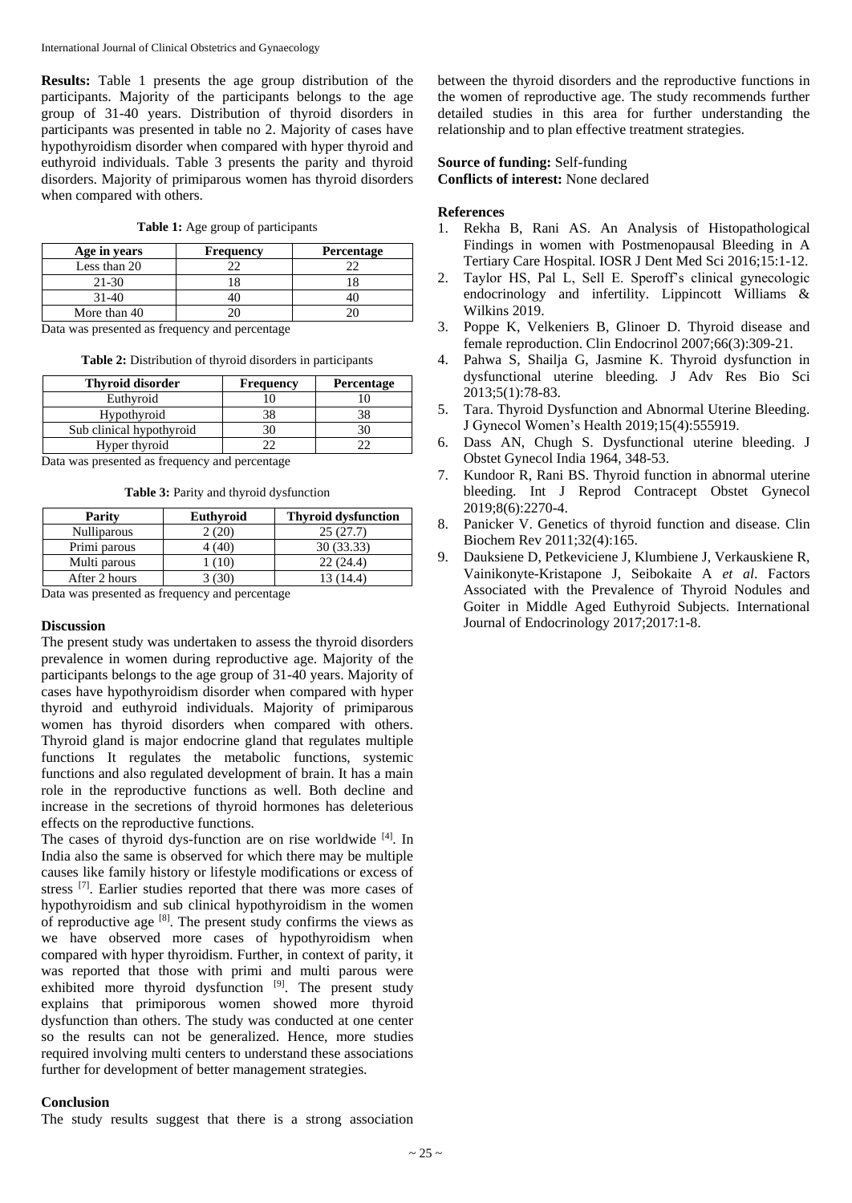**Results:** Table 1 presents the age group distribution of the participants. Majority of the participants belongs to the age group of 31-40 years. Distribution of thyroid disorders in participants was presented in table no 2. Majority of cases have hypothyroidism disorder when compared with hyper thyroid and euthyroid individuals. Table 3 presents the parity and thyroid disorders. Majority of primiparous women has thyroid disorders when compared with others.

**Table 1:** Age group of participants

| Age in years | Frequency | Percentage |
|---|---|---|
| Less than 20 | 22 | 22 |
| 21-30 | 18 | 18 |
| 31-40 | 40 | 40 |
| More than 40 | 20 | 20 |

Data was presented as frequency and percentage

**Table 2:** Distribution of thyroid disorders in participants

| Thyroid disorder | Frequency | Percentage |
|---|---|---|
| Euthyroid | 10 | 10 |
| Hypothyroid | 38 | 38 |
| Sub clinical hypothyroid | 30 | 30 |
| Hyper thyroid | 22 | 22 |

Data was presented as frequency and percentage

**Table 3:** Parity and thyroid dysfunction

| Parity | Euthyroid | Thyroid dysfunction |
|---|---|---|
| Nulliparous | 2 (20) | 25 (27.7) |
| Primi parous | 4 (40) | 30 (33.33) |
| Multi parous | 1 (10) | 22 (24.4) |
| After 2 hours | 3 (30) | 13 (14.4) |

Data was presented as frequency and percentage

## Discussion

The present study was undertaken to assess the thyroid disorders prevalence in women during reproductive age. Majority of the participants belongs to the age group of 31-40 years. Majority of cases have hypothyroidism disorder when compared with hyper thyroid and euthyroid individuals. Majority of primiparous women has thyroid disorders when compared with others. Thyroid gland is major endocrine gland that regulates multiple functions It regulates the metabolic functions, systemic functions and also regulated development of brain. It has a main role in the reproductive functions as well. Both decline and increase in the secretions of thyroid hormones has deleterious effects on the reproductive functions.

The cases of thyroid dys-function are on rise worldwide [4]. In India also the same is observed for which there may be multiple causes like family history or lifestyle modifications or excess of stress [7]. Earlier studies reported that there was more cases of hypothyroidism and sub clinical hypothyroidism in the women of reproductive age [8]. The present study confirms the views as we have observed more cases of hypothyroidism when compared with hyper thyroidism. Further, in context of parity, it was reported that those with primi and multi parous were exhibited more thyroid dysfunction [9]. The present study explains that primiporous women showed more thyroid dysfunction than others. The study was conducted at one center so the results can not be generalized. Hence, more studies required involving multi centers to understand these associations further for development of better management strategies.

## Conclusion

The study results suggest that there is a strong association between the thyroid disorders and the reproductive functions in the women of reproductive age. The study recommends further detailed studies in this area for further understanding the relationship and to plan effective treatment strategies.

**Source of funding:** Self-funding
**Conflicts of interest:** None declared

## References

1. Rekha B, Rani AS. An Analysis of Histopathological Findings in women with Postmenopausal Bleeding in A Tertiary Care Hospital. IOSR J Dent Med Sci 2016;15:1-12.
2. Taylor HS, Pal L, Sell E. Speroff's clinical gynecologic endocrinology and infertility. Lippincott Williams & Wilkins 2019.
3. Poppe K, Velkeniers B, Glinoer D. Thyroid disease and female reproduction. Clin Endocrinol 2007;66(3):309-21.
4. Pahwa S, Shailja G, Jasmine K. Thyroid dysfunction in dysfunctional uterine bleeding. J Adv Res Bio Sci 2013;5(1):78-83.
5. Tara. Thyroid Dysfunction and Abnormal Uterine Bleeding. J Gynecol Women's Health 2019;15(4):555919.
6. Dass AN, Chugh S. Dysfunctional uterine bleeding. J Obstet Gynecol India 1964, 348-53.
7. Kundoor R, Rani BS. Thyroid function in abnormal uterine bleeding. Int J Reprod Contracept Obstet Gynecol 2019;8(6):2270-4.
8. Panicker V. Genetics of thyroid function and disease. Clin Biochem Rev 2011;32(4):165.
9. Dauksiene D, Petkeviciene J, Klumbiene J, Verkauskiene R, Vainikonyte-Kristapone J, Seibokaite A *et al*. Factors Associated with the Prevalence of Thyroid Nodules and Goiter in Middle Aged Euthyroid Subjects. International Journal of Endocrinology 2017;2017:1-8.